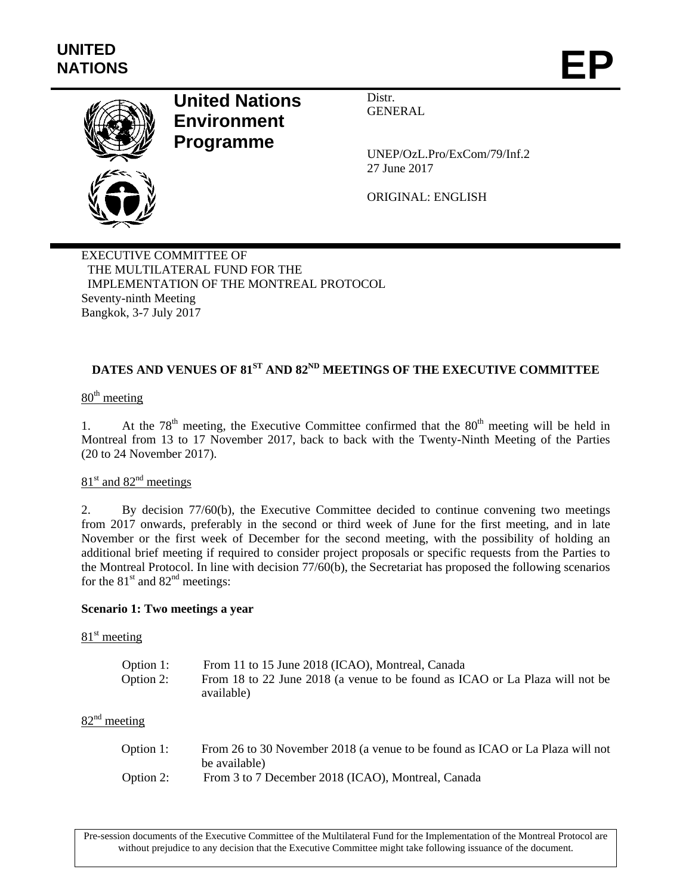**UNITED NATIONS** **EP**

**United Nations Environment Programme**

Distr.
GENERAL

UNEP/OzL.Pro/ExCom/79/Inf.2
27 June 2017

ORIGINAL: ENGLISH

EXECUTIVE COMMITTEE OF
THE MULTILATERAL FUND FOR THE
IMPLEMENTATION OF THE MONTREAL PROTOCOL
Seventy-ninth Meeting
Bangkok, 3-7 July 2017

## DATES AND VENUES OF 81ST AND 82ND MEETINGS OF THE EXECUTIVE COMMITTEE

80th meeting

1. At the 78th meeting, the Executive Committee confirmed that the 80th meeting will be held in Montreal from 13 to 17 November 2017, back to back with the Twenty-Ninth Meeting of the Parties (20 to 24 November 2017).

81st and 82nd meetings

2. By decision 77/60(b), the Executive Committee decided to continue convening two meetings from 2017 onwards, preferably in the second or third week of June for the first meeting, and in late November or the first week of December for the second meeting, with the possibility of holding an additional brief meeting if required to consider project proposals or specific requests from the Parties to the Montreal Protocol. In line with decision 77/60(b), the Secretariat has proposed the following scenarios for the 81st and 82nd meetings:

**Scenario 1: Two meetings a year**

81st meeting

Option 1: From 11 to 15 June 2018 (ICAO), Montreal, Canada
Option 2: From 18 to 22 June 2018 (a venue to be found as ICAO or La Plaza will not be available)

82nd meeting

Option 1: From 26 to 30 November 2018 (a venue to be found as ICAO or La Plaza will not be available)
Option 2: From 3 to 7 December 2018 (ICAO), Montreal, Canada

Pre-session documents of the Executive Committee of the Multilateral Fund for the Implementation of the Montreal Protocol are without prejudice to any decision that the Executive Committee might take following issuance of the document.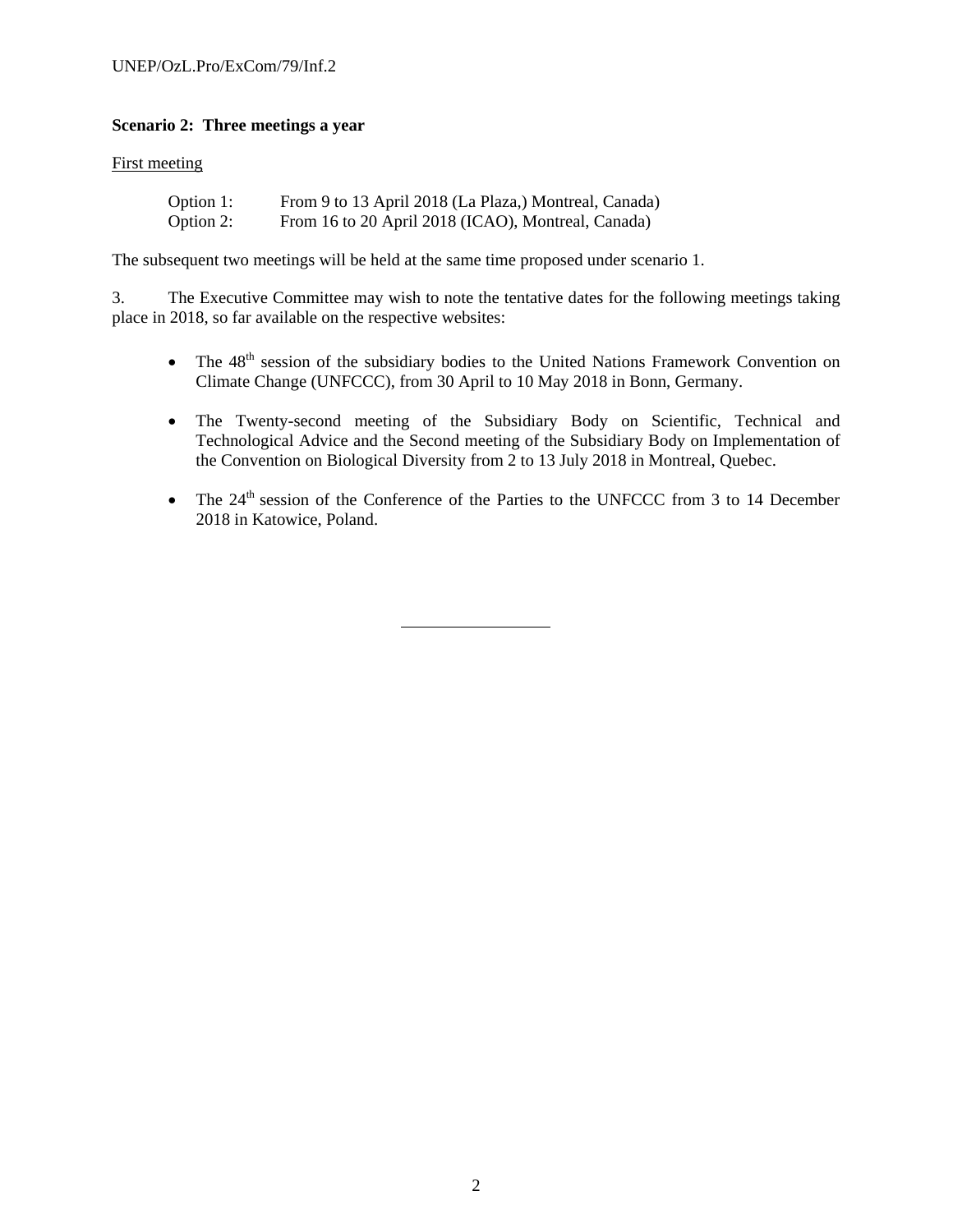**Scenario 2: Three meetings a year**

First meeting

Option 1: From 9 to 13 April 2018 (La Plaza,) Montreal, Canada)
Option 2: From 16 to 20 April 2018 (ICAO), Montreal, Canada)

The subsequent two meetings will be held at the same time proposed under scenario 1.

3. The Executive Committee may wish to note the tentative dates for the following meetings taking place in 2018, so far available on the respective websites:

- The 48th session of the subsidiary bodies to the United Nations Framework Convention on Climate Change (UNFCCC), from 30 April to 10 May 2018 in Bonn, Germany.
- The Twenty-second meeting of the Subsidiary Body on Scientific, Technical and Technological Advice and the Second meeting of the Subsidiary Body on Implementation of the Convention on Biological Diversity from 2 to 13 July 2018 in Montreal, Quebec.
- The 24th session of the Conference of the Parties to the UNFCCC from 3 to 14 December 2018 in Katowice, Poland.